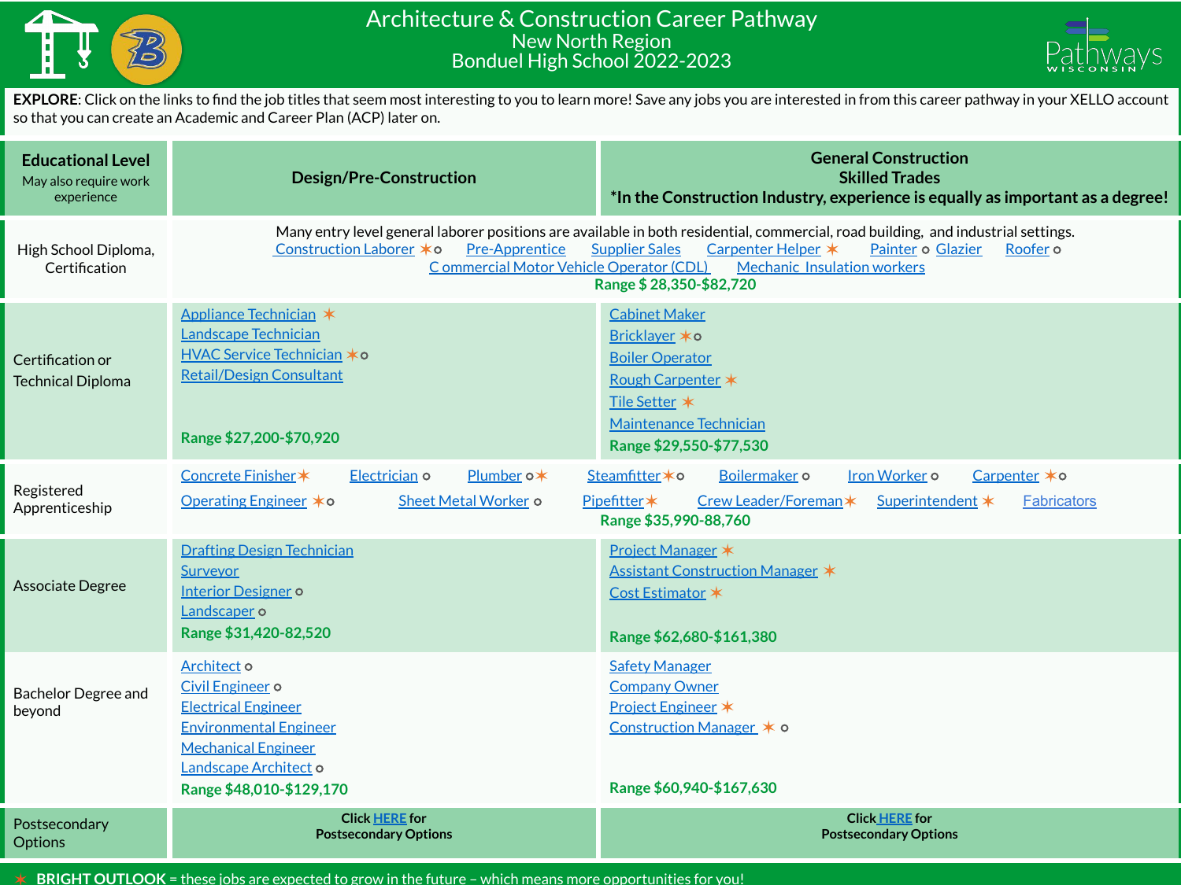# Architecture & Construction Career Pathway

## New North Region

## Bonduel High School 2022-2023

Pathways WISCONSIN

**EXPLORE**: Click on the links to find the job titles that seem most interesting to you to learn more! Save any jobs you are interested in from this career pathway in your XELLO account so that you can create an Academic and Career Plan (ACP) later on.

| **Educational Level** May also require work experience | **Design/Pre-Construction** | **General Construction Skilled Trades** *In the Construction Industry, experience is equally as important as a degree! |
|---|---|---|
| High School Diploma, Certification | Many entry level general laborer positions are available in both residential, commercial, road building, and industrial settings. Construction Laborer ✶ o, Pre-Apprentice, Supplier Sales, Carpenter Helper ✶, Painter o, Glazier, Roofer o, Commercial Motor Vehicle Operator (CDL), Mechanic Insulation workers **Range $ 28,350-$82,720** | |
| Certification or Technical Diploma | Appliance Technician ✶<br>Landscape Technician<br>HVAC Service Technician ✶ o<br>Retail/Design Consultant<br>**Range $27,200-$70,920** | Cabinet Maker<br>Bricklayer ✶ o<br>Boiler Operator<br>Rough Carpenter ✶<br>Tile Setter ✶<br>Maintenance Technician<br>**Range $29,550-$77,530** |
| Registered Apprenticeship | Concrete Finisher ✶, Electrician o, Plumber o ✶, Steamfitter ✶ o, Boilermaker o, Iron Worker o, Carpenter ✶ o, Operating Engineer ✶ o, Sheet Metal Worker o, Pipefitter ✶, Crew Leader/Foreman ✶, Superintendent ✶, Fabricators **Range $35,990-88,760** | |
| Associate Degree | Drafting Design Technician<br>Surveyor<br>Interior Designer o<br>Landscaper o<br>**Range $31,420-82,520** | Project Manager ✶<br>Assistant Construction Manager ✶<br>Cost Estimator ✶<br>**Range $62,680-$161,380** |
| Bachelor Degree and beyond | Architect o<br>Civil Engineer o<br>Electrical Engineer<br>Environmental Engineer<br>Mechanical Engineer<br>Landscape Architect o<br>**Range $48,010-$129,170** | Safety Manager<br>Company Owner<br>Project Engineer ✶<br>Construction Manager ✶ o<br>**Range $60,940-$167,630** |
| Postsecondary Options | **Click HERE for Postsecondary Options** | **Click HERE for Postsecondary Options** |

✶ **BRIGHT OUTLOOK** = these jobs are expected to grow in the future – which means more opportunities for you!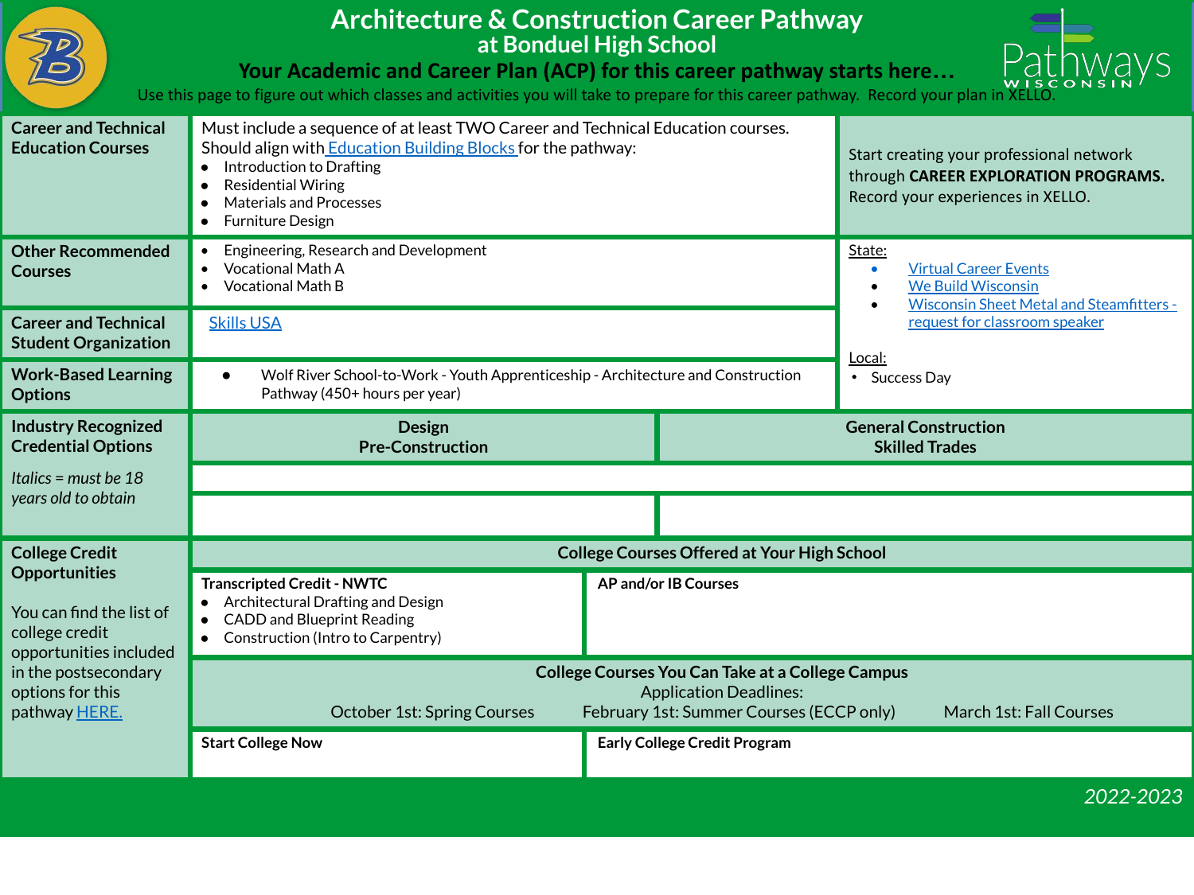# Architecture & Construction Career Pathway
## at Bonduel High School

**Your Academic and Career Plan (ACP) for this career pathway starts here…**

Use this page to figure out which classes and activities you will take to prepare for this career pathway. Record your plan in XELLO.

| | | |
|---|---|---|
| **Career and Technical Education Courses** | Must include a sequence of at least TWO Career and Technical Education courses. Should align with Education Building Blocks for the pathway:<br>• Introduction to Drafting<br>• Residential Wiring<br>• Materials and Processes<br>• Furniture Design | Start creating your professional network through **CAREER EXPLORATION PROGRAMS.** Record your experiences in XELLO. |
| **Other Recommended Courses** | • Engineering, Research and Development<br>• Vocational Math A<br>• Vocational Math B | State:<br>• Virtual Career Events<br>• We Build Wisconsin<br>• Wisconsin Sheet Metal and Steamfitters - request for classroom speaker<br><br>Local:<br>• Success Day |
| **Career and Technical Student Organization** | Skills USA | |
| **Work-Based Learning Options** | • Wolf River School-to-Work - Youth Apprenticeship - Architecture and Construction Pathway (450+ hours per year) | |

| **Industry Recognized Credential Options**<br><br>*Italics = must be 18 years old to obtain* | **Design**<br>**Pre-Construction** | **General Construction**<br>**Skilled Trades** |
|---|---|---|
| | | |
| | | |

**College Credit Opportunities**

You can find the list of college credit opportunities included in the postsecondary options for this pathway HERE.

**College Courses Offered at Your High School**

| **Transcripted Credit - NWTC** | **AP and/or IB Courses** |
|---|---|
| • Architectural Drafting and Design<br>• CADD and Blueprint Reading<br>• Construction (Intro to Carpentry) | |

**College Courses You Can Take at a College Campus**

Application Deadlines:
October 1st: Spring Courses    February 1st: Summer Courses (ECCP only)    March 1st: Fall Courses

| **Start College Now** | **Early College Credit Program** |
|---|---|
| | |

*2022-2023*